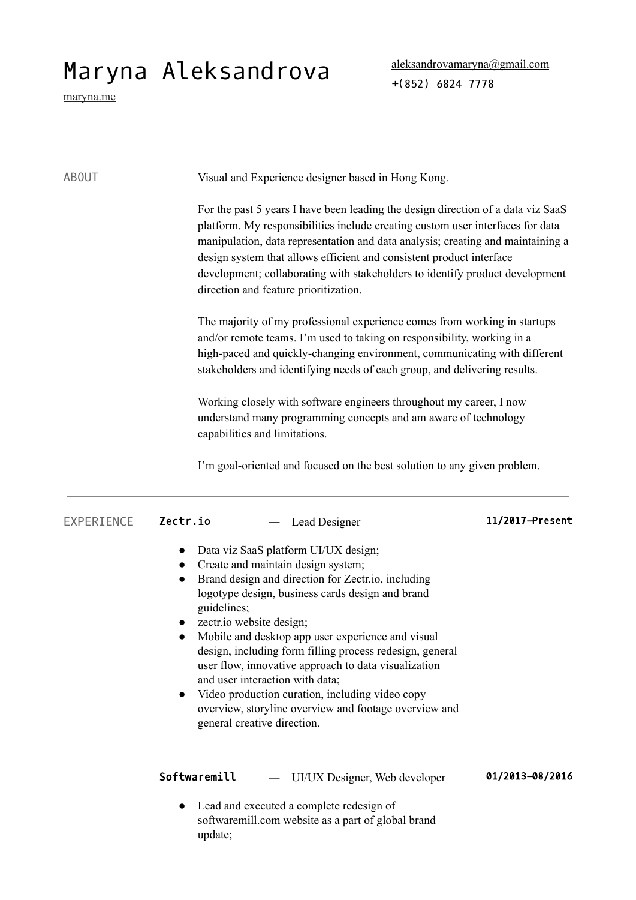# Maryna Aleksandrova

maryna.me

aleksandrovamaryna@gmail.com
+(852) 6824 7778

---

## ABOUT

Visual and Experience designer based in Hong Kong.

For the past 5 years I have been leading the design direction of a data viz SaaS platform. My responsibilities include creating custom user interfaces for data manipulation, data representation and data analysis; creating and maintaining a design system that allows efficient and consistent product interface development; collaborating with stakeholders to identify product development direction and feature prioritization.

The majority of my professional experience comes from working in startups and/or remote teams. I'm used to taking on responsibility, working in a high-paced and quickly-changing environment, communicating with different stakeholders and identifying needs of each group, and delivering results.

Working closely with software engineers throughout my career, I now understand many programming concepts and am aware of technology capabilities and limitations.

I'm goal-oriented and focused on the best solution to any given problem.

---

## EXPERIENCE

### **Zectr.io** — Lead Designer — **11/2017–Present**

- Data viz SaaS platform UI/UX design;
- Create and maintain design system;
- Brand design and direction for Zectr.io, including logotype design, business cards design and brand guidelines;
- zectr.io website design;
- Mobile and desktop app user experience and visual design, including form filling process redesign, general user flow, innovative approach to data visualization and user interaction with data;
- Video production curation, including video copy overview, storyline overview and footage overview and general creative direction.

---

### **Softwaremill** — UI/UX Designer, Web developer — **01/2013–08/2016**

- Lead and executed a complete redesign of softwaremill.com website as a part of global brand update;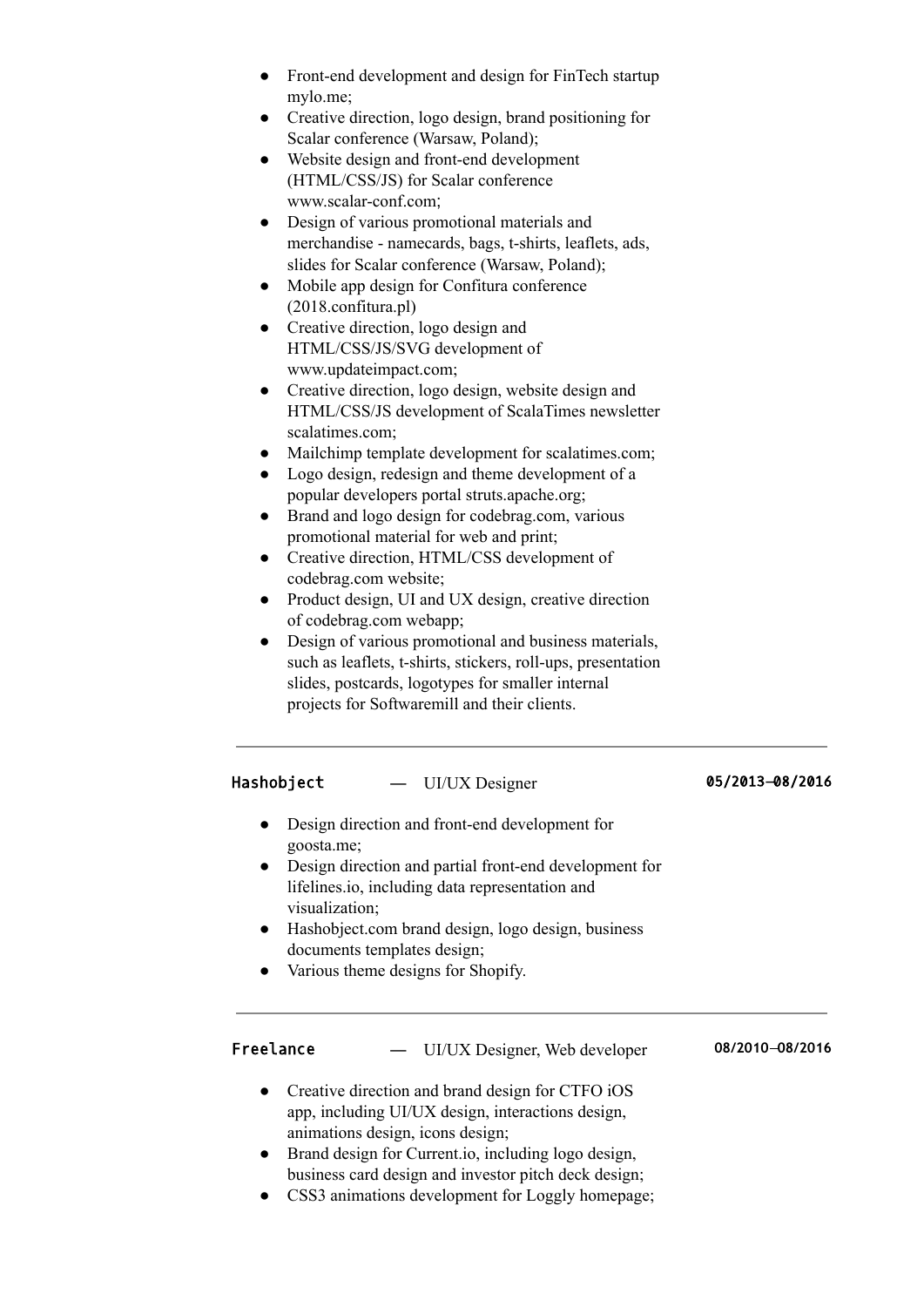- Front-end development and design for FinTech startup mylo.me;
- Creative direction, logo design, brand positioning for Scalar conference (Warsaw, Poland);
- Website design and front-end development (HTML/CSS/JS) for Scalar conference www.scalar-conf.com;
- Design of various promotional materials and merchandise - namecards, bags, t-shirts, leaflets, ads, slides for Scalar conference (Warsaw, Poland);
- Mobile app design for Confitura conference (2018.confitura.pl)
- Creative direction, logo design and HTML/CSS/JS/SVG development of www.updateimpact.com;
- Creative direction, logo design, website design and HTML/CSS/JS development of ScalaTimes newsletter scalatimes.com;
- Mailchimp template development for scalatimes.com;
- Logo design, redesign and theme development of a popular developers portal struts.apache.org;
- Brand and logo design for codebrag.com, various promotional material for web and print;
- Creative direction, HTML/CSS development of codebrag.com website;
- Product design, UI and UX design, creative direction of codebrag.com webapp;
- Design of various promotional and business materials, such as leaflets, t-shirts, stickers, roll-ups, presentation slides, postcards, logotypes for smaller internal projects for Softwaremill and their clients.

---

**Hashobject** — UI/UX Designer **05/2013–08/2016**

- Design direction and front-end development for goosta.me;
- Design direction and partial front-end development for lifelines.io, including data representation and visualization;
- Hashobject.com brand design, logo design, business documents templates design;
- Various theme designs for Shopify.

---

**Freelance** — UI/UX Designer, Web developer **08/2010–08/2016**

- Creative direction and brand design for CTFO iOS app, including UI/UX design, interactions design, animations design, icons design;
- Brand design for Current.io, including logo design, business card design and investor pitch deck design;
- CSS3 animations development for Loggly homepage;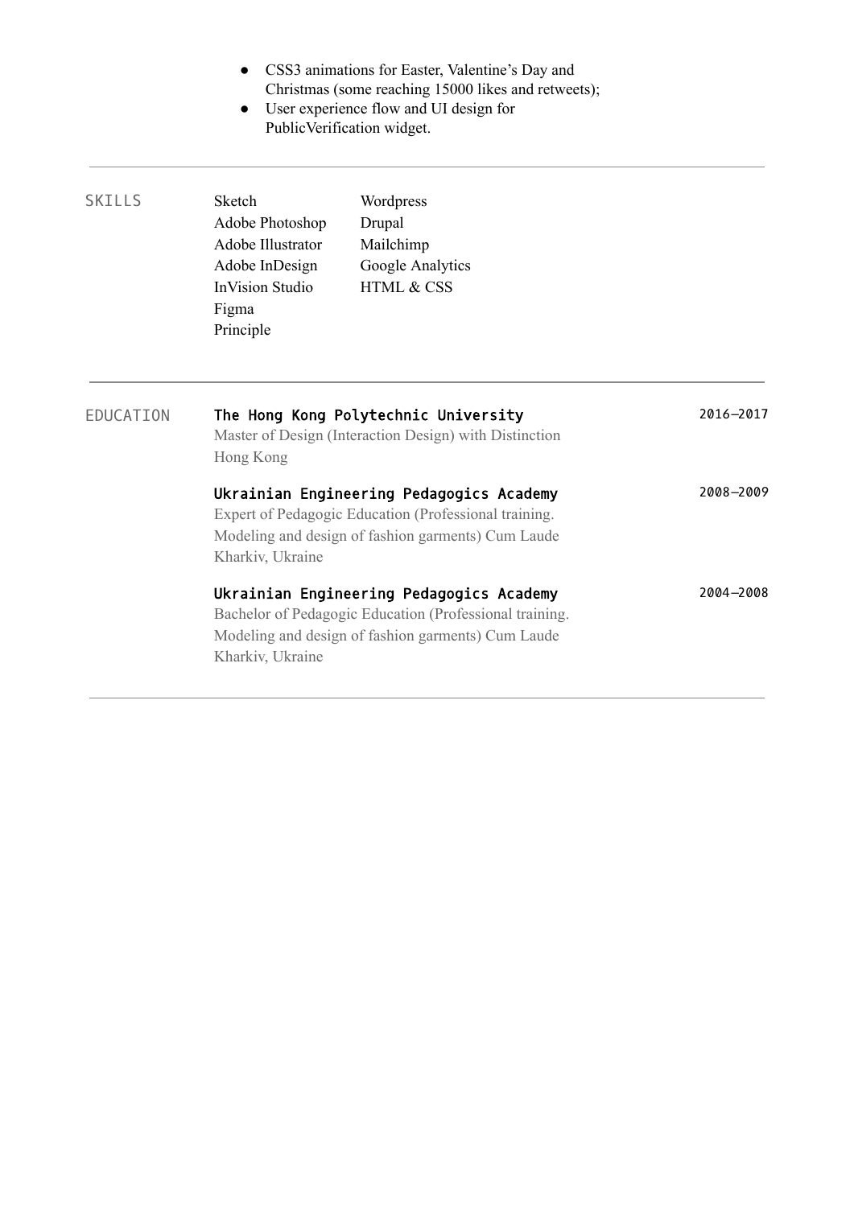- CSS3 animations for Easter, Valentine's Day and Christmas (some reaching 15000 likes and retweets);
- User experience flow and UI design for PublicVerification widget.

---

## SKILLS

Sketch
Adobe Photoshop
Adobe Illustrator
Adobe InDesign
InVision Studio
Figma
Principle
Wordpress
Drupal
Mailchimp
Google Analytics
HTML & CSS

---

## EDUCATION

**The Hong Kong Polytechnic University** — 2016–2017
Master of Design (Interaction Design) with Distinction
Hong Kong

**Ukrainian Engineering Pedagogics Academy** — 2008–2009
Expert of Pedagogic Education (Professional training. Modeling and design of fashion garments) Cum Laude
Kharkiv, Ukraine

**Ukrainian Engineering Pedagogics Academy** — 2004–2008
Bachelor of Pedagogic Education (Professional training. Modeling and design of fashion garments) Cum Laude
Kharkiv, Ukraine

---